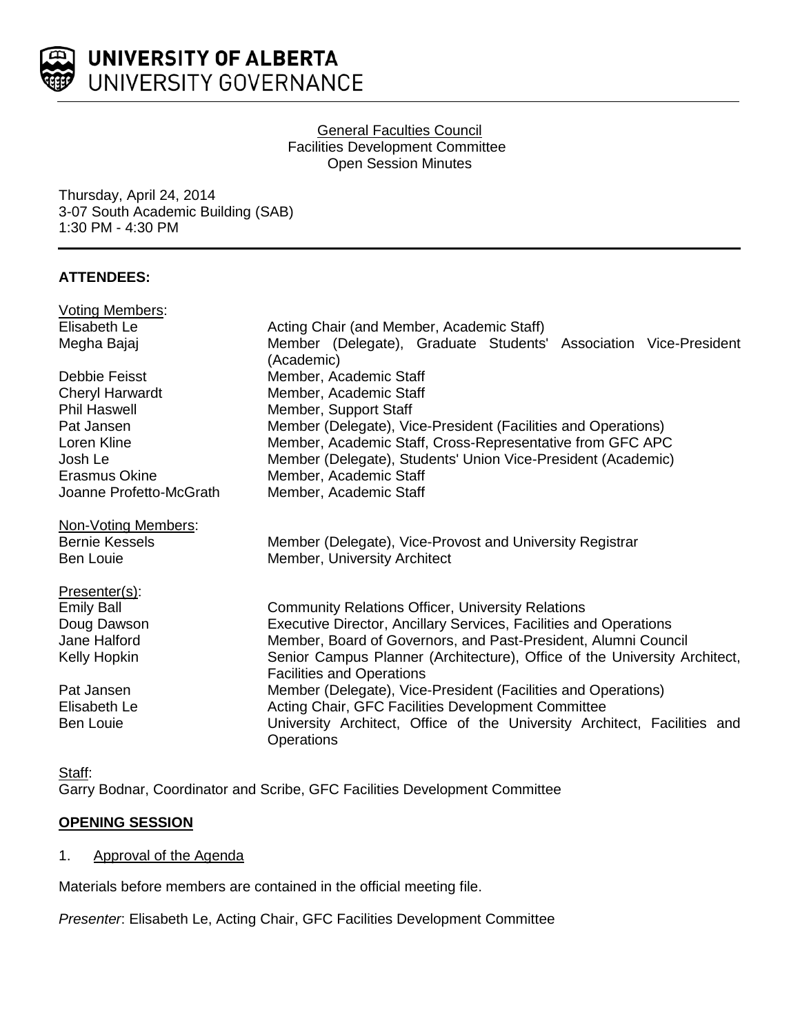UNIVERSITY OF ALBERTA
UNIVERSITY GOVERNANCE

General Faculties Council
Facilities Development Committee
Open Session Minutes

Thursday, April 24, 2014
3-07 South Academic Building (SAB)
1:30 PM - 4:30 PM

**ATTENDEES:**

Voting Members:

| | |
|---|---|
| Elisabeth Le | Acting Chair (and Member, Academic Staff) |
| Megha Bajaj | Member (Delegate), Graduate Students' Association Vice-President (Academic) |
| Debbie Feisst | Member, Academic Staff |
| Cheryl Harwardt | Member, Academic Staff |
| Phil Haswell | Member, Support Staff |
| Pat Jansen | Member (Delegate), Vice-President (Facilities and Operations) |
| Loren Kline | Member, Academic Staff, Cross-Representative from GFC APC |
| Josh Le | Member (Delegate), Students' Union Vice-President (Academic) |
| Erasmus Okine | Member, Academic Staff |
| Joanne Profetto-McGrath | Member, Academic Staff |

Non-Voting Members:

| | |
|---|---|
| Bernie Kessels | Member (Delegate), Vice-Provost and University Registrar |
| Ben Louie | Member, University Architect |

Presenter(s):

| | |
|---|---|
| Emily Ball | Community Relations Officer, University Relations |
| Doug Dawson | Executive Director, Ancillary Services, Facilities and Operations |
| Jane Halford | Member, Board of Governors, and Past-President, Alumni Council |
| Kelly Hopkin | Senior Campus Planner (Architecture), Office of the University Architect, Facilities and Operations |
| Pat Jansen | Member (Delegate), Vice-President (Facilities and Operations) |
| Elisabeth Le | Acting Chair, GFC Facilities Development Committee |
| Ben Louie | University Architect, Office of the University Architect, Facilities and Operations |

Staff:
Garry Bodnar, Coordinator and Scribe, GFC Facilities Development Committee

## OPENING SESSION

1. Approval of the Agenda

Materials before members are contained in the official meeting file.

*Presenter*: Elisabeth Le, Acting Chair, GFC Facilities Development Committee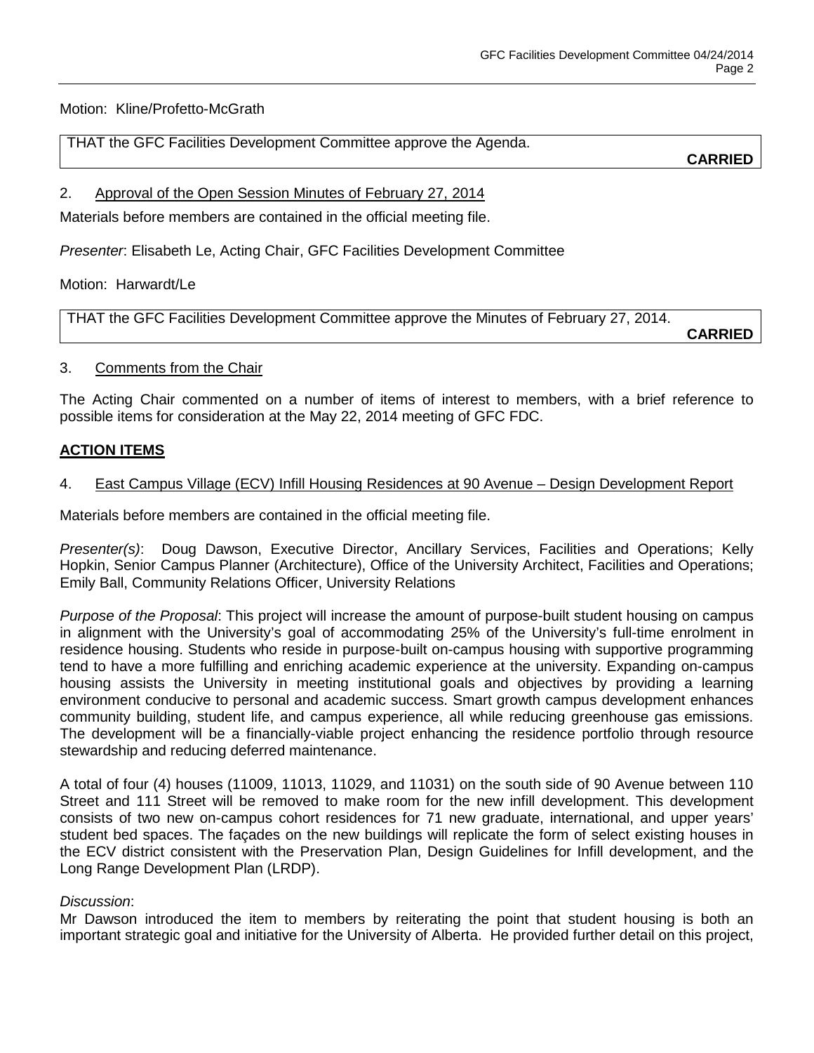Motion: Kline/Profetto-McGrath

THAT the GFC Facilities Development Committee approve the Agenda.

**CARRIED**

2. Approval of the Open Session Minutes of February 27, 2014

Materials before members are contained in the official meeting file.

*Presenter*: Elisabeth Le, Acting Chair, GFC Facilities Development Committee

Motion: Harwardt/Le

THAT the GFC Facilities Development Committee approve the Minutes of February 27, 2014.

**CARRIED**

3. Comments from the Chair

The Acting Chair commented on a number of items of interest to members, with a brief reference to possible items for consideration at the May 22, 2014 meeting of GFC FDC.

## ACTION ITEMS

4. East Campus Village (ECV) Infill Housing Residences at 90 Avenue – Design Development Report

Materials before members are contained in the official meeting file.

*Presenter(s)*: Doug Dawson, Executive Director, Ancillary Services, Facilities and Operations; Kelly Hopkin, Senior Campus Planner (Architecture), Office of the University Architect, Facilities and Operations; Emily Ball, Community Relations Officer, University Relations

*Purpose of the Proposal*: This project will increase the amount of purpose-built student housing on campus in alignment with the University's goal of accommodating 25% of the University's full-time enrolment in residence housing. Students who reside in purpose-built on-campus housing with supportive programming tend to have a more fulfilling and enriching academic experience at the university. Expanding on-campus housing assists the University in meeting institutional goals and objectives by providing a learning environment conducive to personal and academic success. Smart growth campus development enhances community building, student life, and campus experience, all while reducing greenhouse gas emissions. The development will be a financially-viable project enhancing the residence portfolio through resource stewardship and reducing deferred maintenance.

A total of four (4) houses (11009, 11013, 11029, and 11031) on the south side of 90 Avenue between 110 Street and 111 Street will be removed to make room for the new infill development. This development consists of two new on-campus cohort residences for 71 new graduate, international, and upper years' student bed spaces. The façades on the new buildings will replicate the form of select existing houses in the ECV district consistent with the Preservation Plan, Design Guidelines for Infill development, and the Long Range Development Plan (LRDP).

*Discussion*:
Mr Dawson introduced the item to members by reiterating the point that student housing is both an important strategic goal and initiative for the University of Alberta. He provided further detail on this project,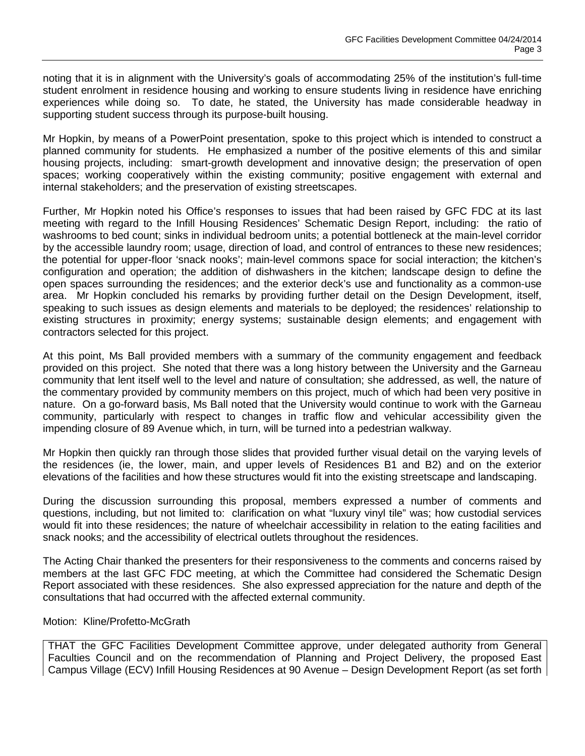noting that it is in alignment with the University's goals of accommodating 25% of the institution's full-time student enrolment in residence housing and working to ensure students living in residence have enriching experiences while doing so. To date, he stated, the University has made considerable headway in supporting student success through its purpose-built housing.

Mr Hopkin, by means of a PowerPoint presentation, spoke to this project which is intended to construct a planned community for students. He emphasized a number of the positive elements of this and similar housing projects, including: smart-growth development and innovative design; the preservation of open spaces; working cooperatively within the existing community; positive engagement with external and internal stakeholders; and the preservation of existing streetscapes.

Further, Mr Hopkin noted his Office's responses to issues that had been raised by GFC FDC at its last meeting with regard to the Infill Housing Residences' Schematic Design Report, including: the ratio of washrooms to bed count; sinks in individual bedroom units; a potential bottleneck at the main-level corridor by the accessible laundry room; usage, direction of load, and control of entrances to these new residences; the potential for upper-floor 'snack nooks'; main-level commons space for social interaction; the kitchen's configuration and operation; the addition of dishwashers in the kitchen; landscape design to define the open spaces surrounding the residences; and the exterior deck's use and functionality as a common-use area. Mr Hopkin concluded his remarks by providing further detail on the Design Development, itself, speaking to such issues as design elements and materials to be deployed; the residences' relationship to existing structures in proximity; energy systems; sustainable design elements; and engagement with contractors selected for this project.

At this point, Ms Ball provided members with a summary of the community engagement and feedback provided on this project. She noted that there was a long history between the University and the Garneau community that lent itself well to the level and nature of consultation; she addressed, as well, the nature of the commentary provided by community members on this project, much of which had been very positive in nature. On a go-forward basis, Ms Ball noted that the University would continue to work with the Garneau community, particularly with respect to changes in traffic flow and vehicular accessibility given the impending closure of 89 Avenue which, in turn, will be turned into a pedestrian walkway.

Mr Hopkin then quickly ran through those slides that provided further visual detail on the varying levels of the residences (ie, the lower, main, and upper levels of Residences B1 and B2) and on the exterior elevations of the facilities and how these structures would fit into the existing streetscape and landscaping.

During the discussion surrounding this proposal, members expressed a number of comments and questions, including, but not limited to: clarification on what "luxury vinyl tile" was; how custodial services would fit into these residences; the nature of wheelchair accessibility in relation to the eating facilities and snack nooks; and the accessibility of electrical outlets throughout the residences.

The Acting Chair thanked the presenters for their responsiveness to the comments and concerns raised by members at the last GFC FDC meeting, at which the Committee had considered the Schematic Design Report associated with these residences. She also expressed appreciation for the nature and depth of the consultations that had occurred with the affected external community.

Motion: Kline/Profetto-McGrath

THAT the GFC Facilities Development Committee approve, under delegated authority from General Faculties Council and on the recommendation of Planning and Project Delivery, the proposed East Campus Village (ECV) Infill Housing Residences at 90 Avenue – Design Development Report (as set forth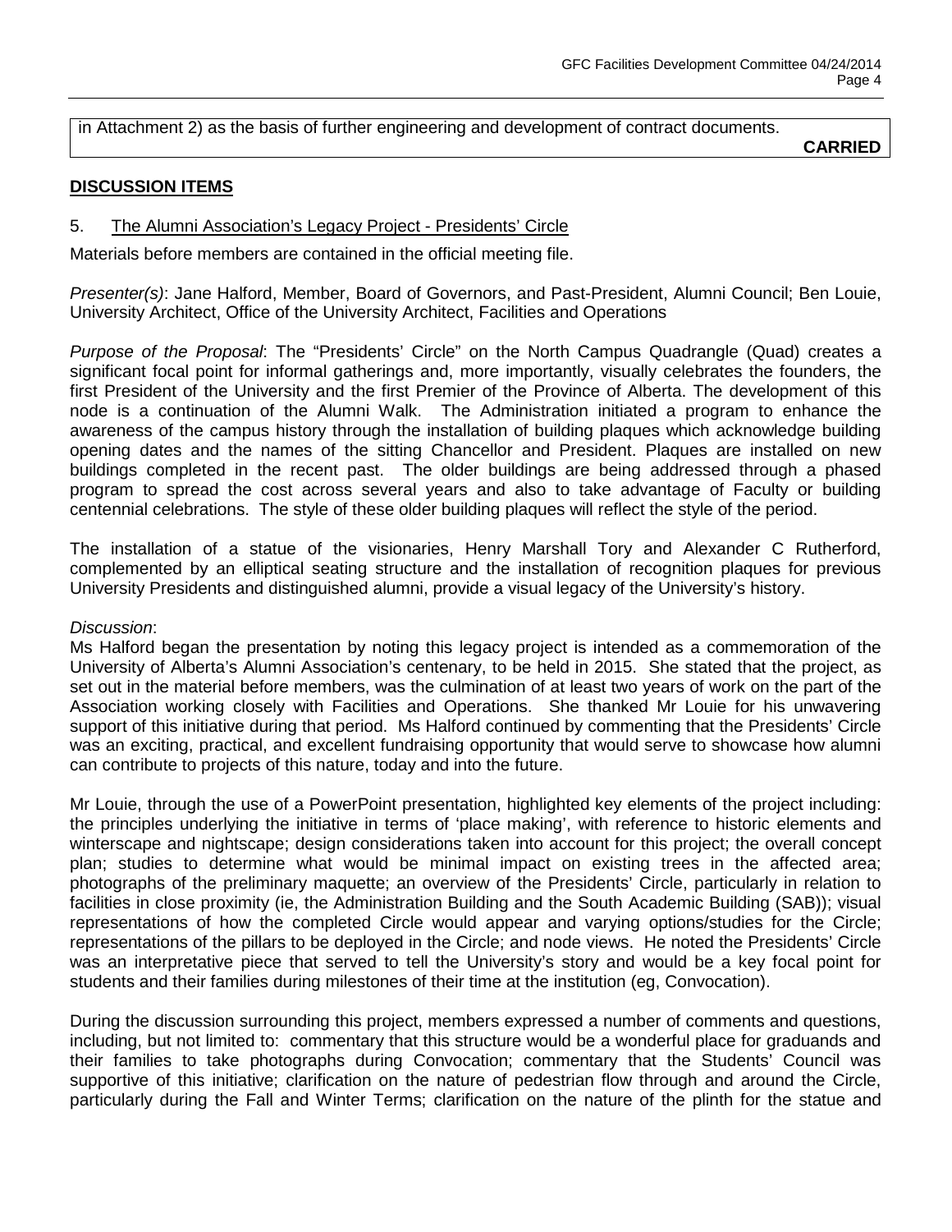in Attachment 2) as the basis of further engineering and development of contract documents.

**CARRIED**

## DISCUSSION ITEMS

5. The Alumni Association's Legacy Project - Presidents' Circle

Materials before members are contained in the official meeting file.

*Presenter(s)*: Jane Halford, Member, Board of Governors, and Past-President, Alumni Council; Ben Louie, University Architect, Office of the University Architect, Facilities and Operations

*Purpose of the Proposal*: The "Presidents' Circle" on the North Campus Quadrangle (Quad) creates a significant focal point for informal gatherings and, more importantly, visually celebrates the founders, the first President of the University and the first Premier of the Province of Alberta. The development of this node is a continuation of the Alumni Walk. The Administration initiated a program to enhance the awareness of the campus history through the installation of building plaques which acknowledge building opening dates and the names of the sitting Chancellor and President. Plaques are installed on new buildings completed in the recent past. The older buildings are being addressed through a phased program to spread the cost across several years and also to take advantage of Faculty or building centennial celebrations. The style of these older building plaques will reflect the style of the period.

The installation of a statue of the visionaries, Henry Marshall Tory and Alexander C Rutherford, complemented by an elliptical seating structure and the installation of recognition plaques for previous University Presidents and distinguished alumni, provide a visual legacy of the University's history.

*Discussion*:

Ms Halford began the presentation by noting this legacy project is intended as a commemoration of the University of Alberta's Alumni Association's centenary, to be held in 2015. She stated that the project, as set out in the material before members, was the culmination of at least two years of work on the part of the Association working closely with Facilities and Operations. She thanked Mr Louie for his unwavering support of this initiative during that period. Ms Halford continued by commenting that the Presidents' Circle was an exciting, practical, and excellent fundraising opportunity that would serve to showcase how alumni can contribute to projects of this nature, today and into the future.

Mr Louie, through the use of a PowerPoint presentation, highlighted key elements of the project including: the principles underlying the initiative in terms of 'place making', with reference to historic elements and winterscape and nightscape; design considerations taken into account for this project; the overall concept plan; studies to determine what would be minimal impact on existing trees in the affected area; photographs of the preliminary maquette; an overview of the Presidents' Circle, particularly in relation to facilities in close proximity (ie, the Administration Building and the South Academic Building (SAB)); visual representations of how the completed Circle would appear and varying options/studies for the Circle; representations of the pillars to be deployed in the Circle; and node views. He noted the Presidents' Circle was an interpretative piece that served to tell the University's story and would be a key focal point for students and their families during milestones of their time at the institution (eg, Convocation).

During the discussion surrounding this project, members expressed a number of comments and questions, including, but not limited to: commentary that this structure would be a wonderful place for graduands and their families to take photographs during Convocation; commentary that the Students' Council was supportive of this initiative; clarification on the nature of pedestrian flow through and around the Circle, particularly during the Fall and Winter Terms; clarification on the nature of the plinth for the statue and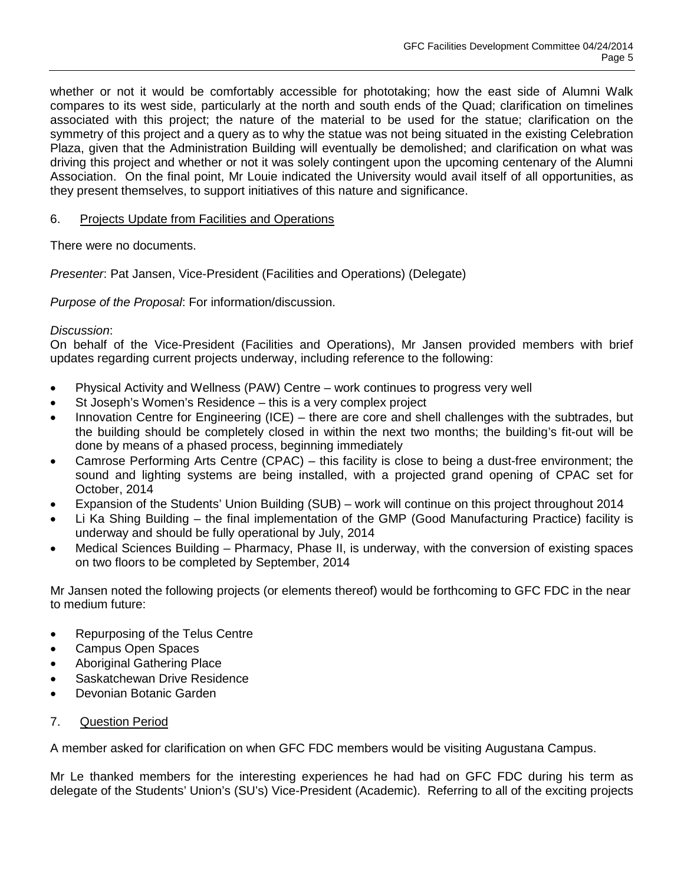whether or not it would be comfortably accessible for phototaking; how the east side of Alumni Walk compares to its west side, particularly at the north and south ends of the Quad; clarification on timelines associated with this project; the nature of the material to be used for the statue; clarification on the symmetry of this project and a query as to why the statue was not being situated in the existing Celebration Plaza, given that the Administration Building will eventually be demolished; and clarification on what was driving this project and whether or not it was solely contingent upon the upcoming centenary of the Alumni Association. On the final point, Mr Louie indicated the University would avail itself of all opportunities, as they present themselves, to support initiatives of this nature and significance.

## 6. Projects Update from Facilities and Operations

There were no documents.

*Presenter*: Pat Jansen, Vice-President (Facilities and Operations) (Delegate)

*Purpose of the Proposal*: For information/discussion.

*Discussion*:
On behalf of the Vice-President (Facilities and Operations), Mr Jansen provided members with brief updates regarding current projects underway, including reference to the following:

- Physical Activity and Wellness (PAW) Centre – work continues to progress very well
- St Joseph's Women's Residence – this is a very complex project
- Innovation Centre for Engineering (ICE) – there are core and shell challenges with the subtrades, but the building should be completely closed in within the next two months; the building's fit-out will be done by means of a phased process, beginning immediately
- Camrose Performing Arts Centre (CPAC) – this facility is close to being a dust-free environment; the sound and lighting systems are being installed, with a projected grand opening of CPAC set for October, 2014
- Expansion of the Students' Union Building (SUB) – work will continue on this project throughout 2014
- Li Ka Shing Building – the final implementation of the GMP (Good Manufacturing Practice) facility is underway and should be fully operational by July, 2014
- Medical Sciences Building – Pharmacy, Phase II, is underway, with the conversion of existing spaces on two floors to be completed by September, 2014

Mr Jansen noted the following projects (or elements thereof) would be forthcoming to GFC FDC in the near to medium future:

- Repurposing of the Telus Centre
- Campus Open Spaces
- Aboriginal Gathering Place
- Saskatchewan Drive Residence
- Devonian Botanic Garden

## 7. Question Period

A member asked for clarification on when GFC FDC members would be visiting Augustana Campus.

Mr Le thanked members for the interesting experiences he had had on GFC FDC during his term as delegate of the Students' Union's (SU's) Vice-President (Academic). Referring to all of the exciting projects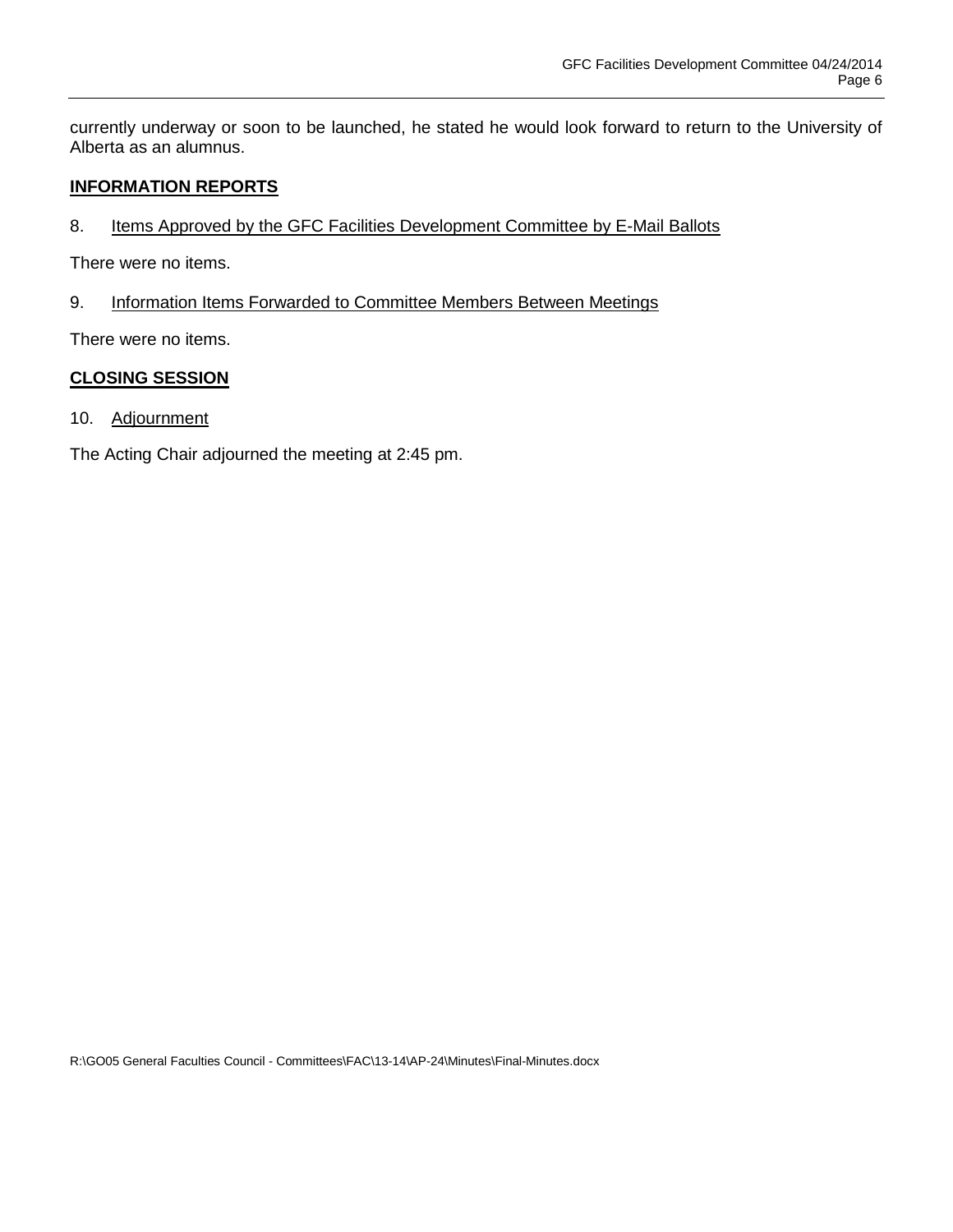currently underway or soon to be launched, he stated he would look forward to return to the University of Alberta as an alumnus.

## INFORMATION REPORTS

8. Items Approved by the GFC Facilities Development Committee by E-Mail Ballots

There were no items.

9. Information Items Forwarded to Committee Members Between Meetings

There were no items.

## CLOSING SESSION

10. Adjournment

The Acting Chair adjourned the meeting at 2:45 pm.

R:\GO05 General Faculties Council - Committees\FAC\13-14\AP-24\Minutes\Final-Minutes.docx